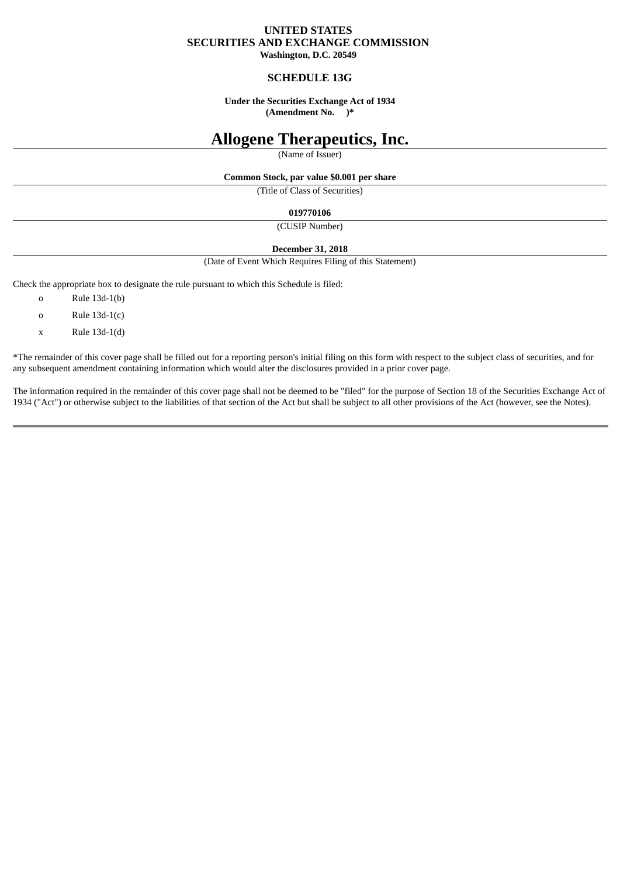**UNITED STATES**
**SECURITIES AND EXCHANGE COMMISSION**
**Washington, D.C. 20549**

**SCHEDULE 13G**

**Under the Securities Exchange Act of 1934**
**(Amendment No. )***

# Allogene Therapeutics, Inc.

(Name of Issuer)

**Common Stock, par value $0.001 per share**

(Title of Class of Securities)

**019770106**

(CUSIP Number)

**December 31, 2018**

(Date of Event Which Requires Filing of this Statement)

Check the appropriate box to designate the rule pursuant to which this Schedule is filed:

o Rule 13d-1(b)

o Rule 13d-1(c)

x Rule 13d-1(d)

*The remainder of this cover page shall be filled out for a reporting person's initial filing on this form with respect to the subject class of securities, and for any subsequent amendment containing information which would alter the disclosures provided in a prior cover page.

The information required in the remainder of this cover page shall not be deemed to be "filed" for the purpose of Section 18 of the Securities Exchange Act of 1934 ("Act") or otherwise subject to the liabilities of that section of the Act but shall be subject to all other provisions of the Act (however, see the Notes).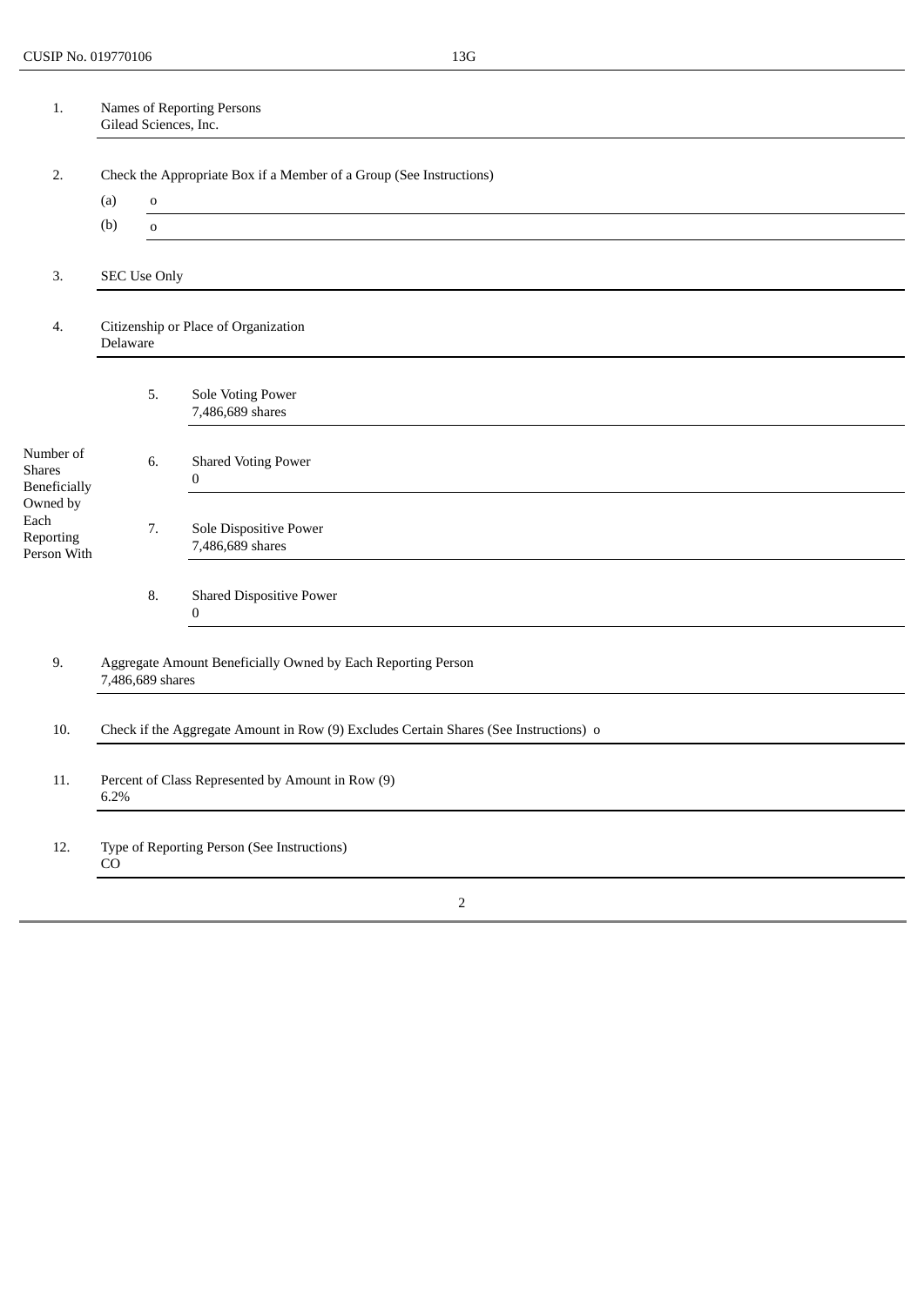CUSIP No. 019770106 13G

| | | |
|---|---|---|
| 1. | Names of Reporting Persons<br>Gilead Sciences, Inc. | |
| 2. | Check the Appropriate Box if a Member of a Group (See Instructions)<br>(a) o<br>(b) o | |
| 3. | SEC Use Only | |
| 4. | Citizenship or Place of Organization<br>Delaware | |
| Number of Shares Beneficially Owned by Each Reporting Person With | 5. | Sole Voting Power<br>7,486,689 shares |
| | 6. | Shared Voting Power<br>0 |
| | 7. | Sole Dispositive Power<br>7,486,689 shares |
| | 8. | Shared Dispositive Power<br>0 |
| 9. | Aggregate Amount Beneficially Owned by Each Reporting Person<br>7,486,689 shares | |
| 10. | Check if the Aggregate Amount in Row (9) Excludes Certain Shares (See Instructions) o | |
| 11. | Percent of Class Represented by Amount in Row (9)<br>6.2% | |
| 12. | Type of Reporting Person (See Instructions)<br>CO | |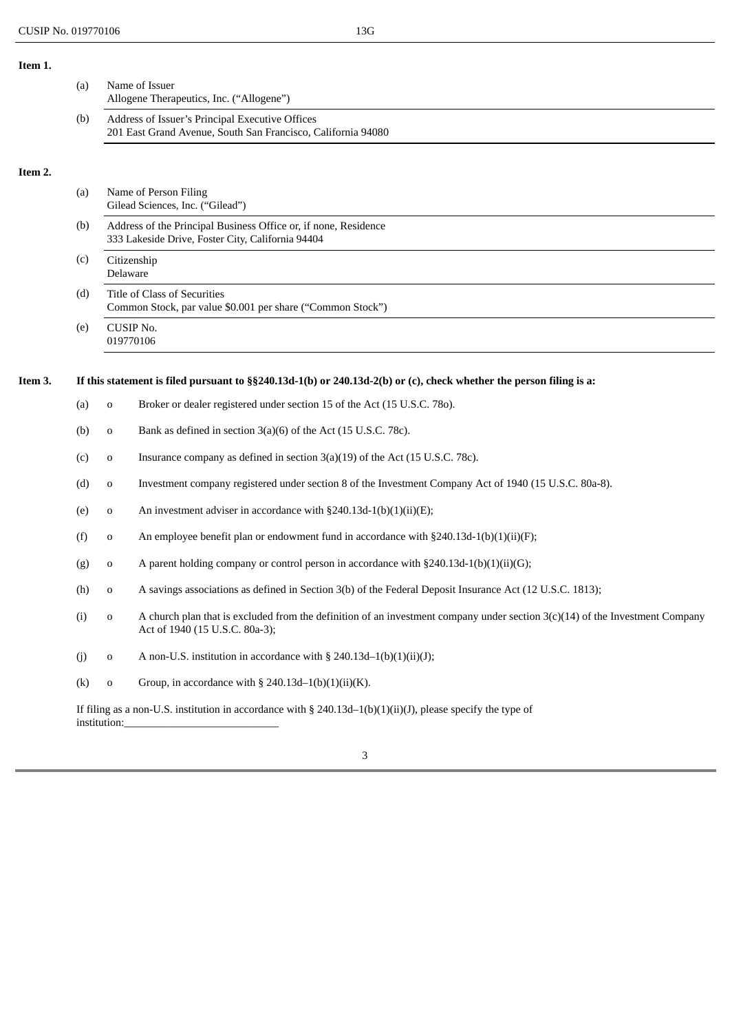**Item 1.**

(a) Name of Issuer
Allogene Therapeutics, Inc. ("Allogene")

(b) Address of Issuer's Principal Executive Offices
201 East Grand Avenue, South San Francisco, California 94080

**Item 2.**

(a) Name of Person Filing
Gilead Sciences, Inc. ("Gilead")

(b) Address of the Principal Business Office or, if none, Residence
333 Lakeside Drive, Foster City, California 94404

(c) Citizenship
Delaware

(d) Title of Class of Securities
Common Stock, par value $0.001 per share ("Common Stock")

(e) CUSIP No.
019770106

**Item 3. If this statement is filed pursuant to §§240.13d-1(b) or 240.13d-2(b) or (c), check whether the person filing is a:**

(a) o Broker or dealer registered under section 15 of the Act (15 U.S.C. 78o).

(b) o Bank as defined in section 3(a)(6) of the Act (15 U.S.C. 78c).

(c) o Insurance company as defined in section 3(a)(19) of the Act (15 U.S.C. 78c).

(d) o Investment company registered under section 8 of the Investment Company Act of 1940 (15 U.S.C. 80a-8).

(e) o An investment adviser in accordance with §240.13d-1(b)(1)(ii)(E);

(f) o An employee benefit plan or endowment fund in accordance with §240.13d-1(b)(1)(ii)(F);

(g) o A parent holding company or control person in accordance with §240.13d-1(b)(1)(ii)(G);

(h) o A savings associations as defined in Section 3(b) of the Federal Deposit Insurance Act (12 U.S.C. 1813);

(i) o A church plan that is excluded from the definition of an investment company under section 3(c)(14) of the Investment Company Act of 1940 (15 U.S.C. 80a-3);

(j) o A non-U.S. institution in accordance with § 240.13d–1(b)(1)(ii)(J);

(k) o Group, in accordance with § 240.13d–1(b)(1)(ii)(K).

If filing as a non-U.S. institution in accordance with § 240.13d–1(b)(1)(ii)(J), please specify the type of institution:____________________________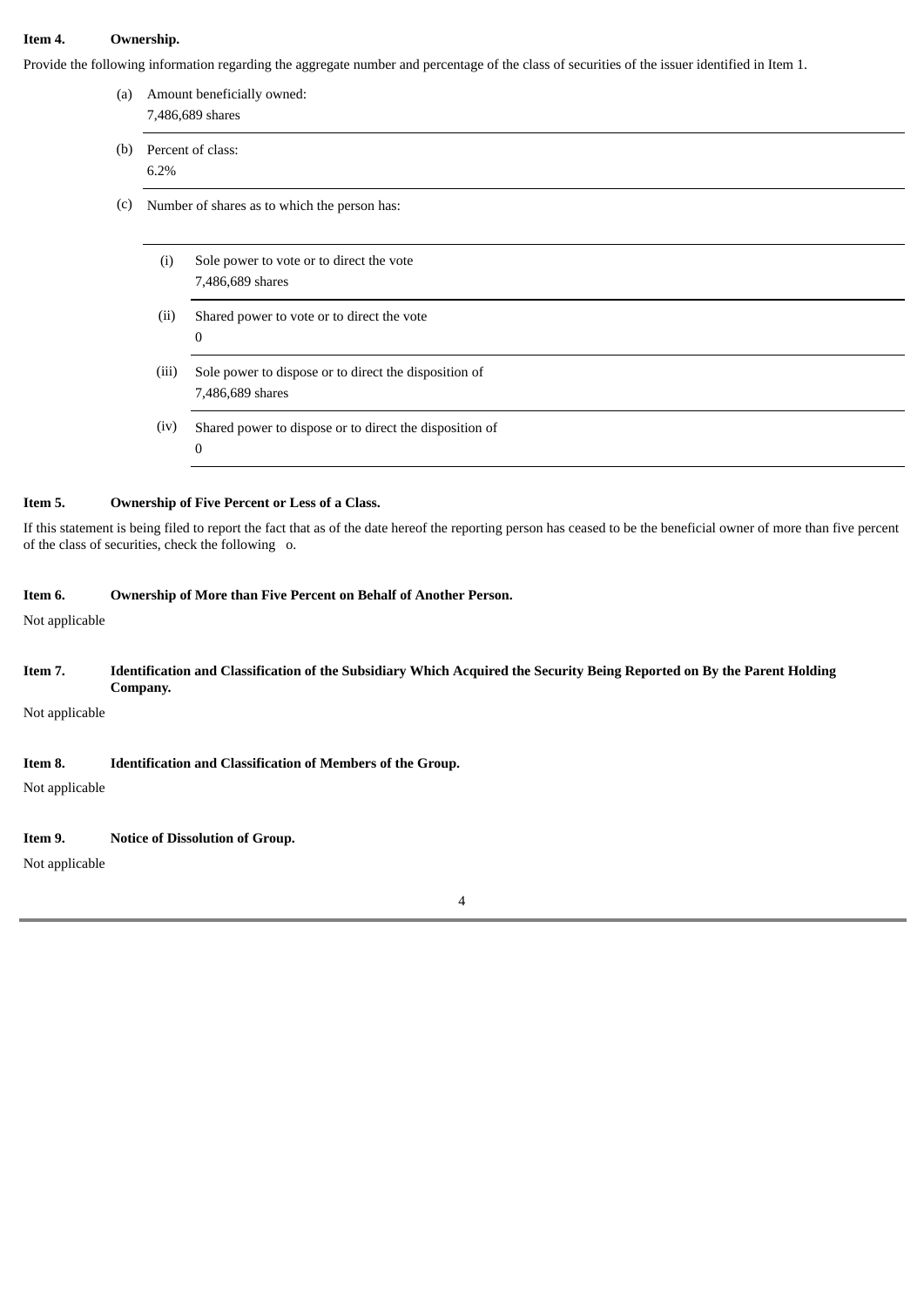**Item 4. Ownership.**

Provide the following information regarding the aggregate number and percentage of the class of securities of the issuer identified in Item 1.

(a) Amount beneficially owned:
7,486,689 shares

(b) Percent of class:
6.2%

(c) Number of shares as to which the person has:

(i) Sole power to vote or to direct the vote
7,486,689 shares

(ii) Shared power to vote or to direct the vote
0

(iii) Sole power to dispose or to direct the disposition of
7,486,689 shares

(iv) Shared power to dispose or to direct the disposition of
0

**Item 5. Ownership of Five Percent or Less of a Class.**

If this statement is being filed to report the fact that as of the date hereof the reporting person has ceased to be the beneficial owner of more than five percent of the class of securities, check the following o.

**Item 6. Ownership of More than Five Percent on Behalf of Another Person.**

Not applicable

**Item 7. Identification and Classification of the Subsidiary Which Acquired the Security Being Reported on By the Parent Holding Company.**

Not applicable

**Item 8. Identification and Classification of Members of the Group.**

Not applicable

**Item 9. Notice of Dissolution of Group.**

Not applicable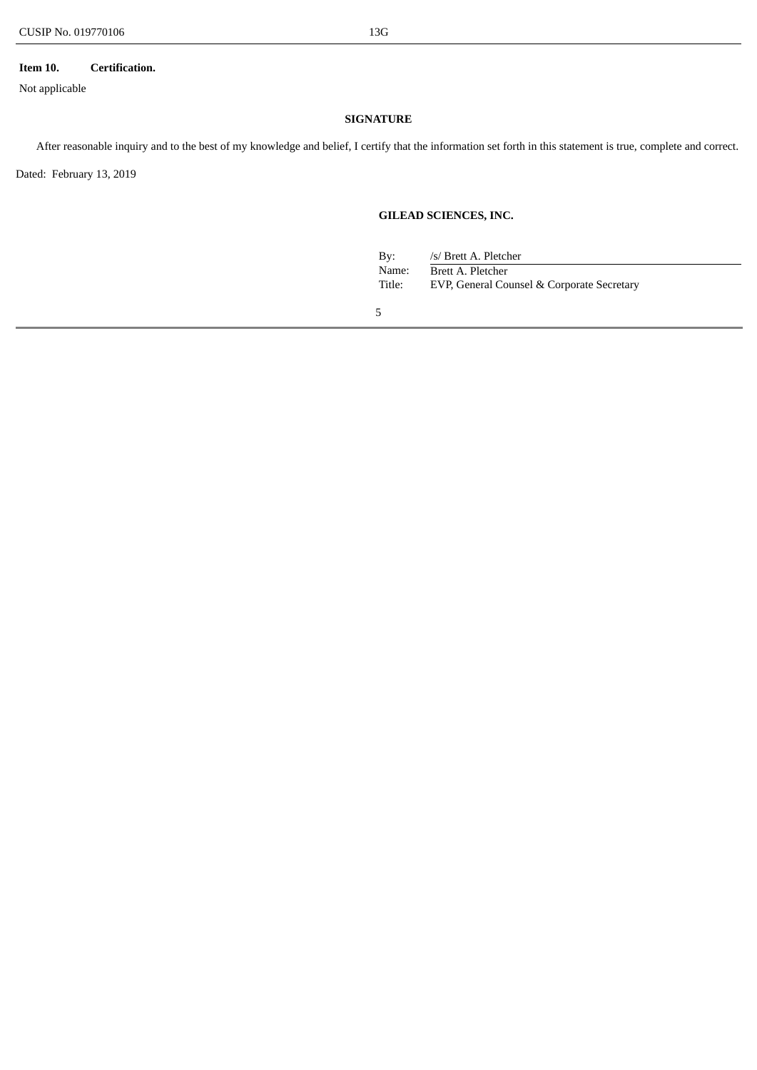**Item 10. Certification.**

Not applicable

**SIGNATURE**

After reasonable inquiry and to the best of my knowledge and belief, I certify that the information set forth in this statement is true, complete and correct.

Dated: February 13, 2019

**GILEAD SCIENCES, INC.**

| | |
|---|---|
| By: | /s/ Brett A. Pletcher |
| Name: | Brett A. Pletcher |
| Title: | EVP, General Counsel & Corporate Secretary |